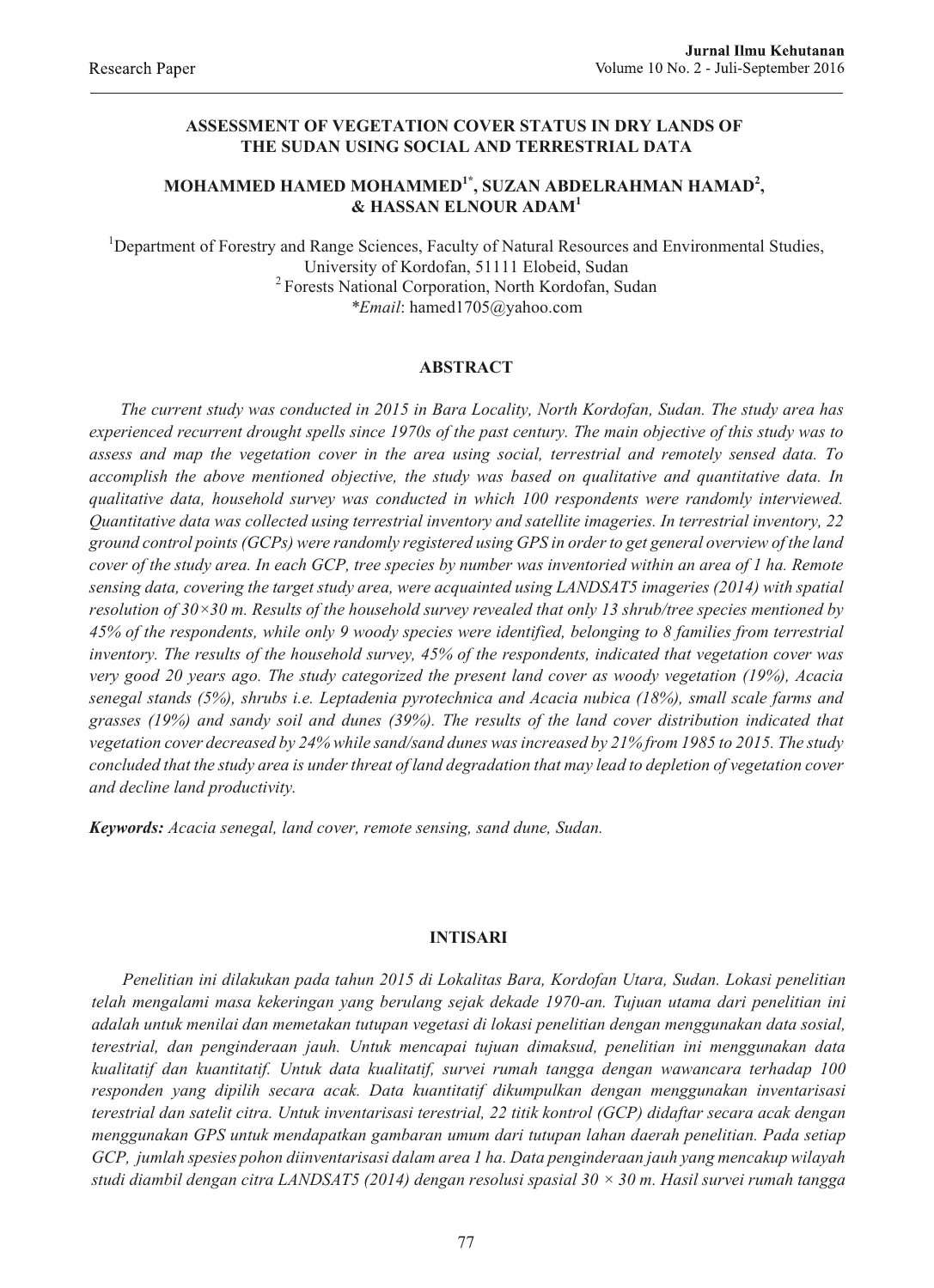Research Paper

# ASSESSMENT OF VEGETATION COVER STATUS IN DRY LANDS OF THE SUDAN USING SOCIAL AND TERRESTRIAL DATA

**MOHAMMED HAMED MOHAMMED[1*], SUZAN ABDELRAHMAN HAMAD[2], & HASSAN ELNOUR ADAM[1]**

[1]Department of Forestry and Range Sciences, Faculty of Natural Resources and Environmental Studies, University of Kordofan, 51111 Elobeid, Sudan
[2] Forests National Corporation, North Kordofan, Sudan
**Email*: hamed1705@yahoo.com

## ABSTRACT

*The current study was conducted in 2015 in Bara Locality, North Kordofan, Sudan. The study area has experienced recurrent drought spells since 1970s of the past century. The main objective of this study was to assess and map the vegetation cover in the area using social, terrestrial and remotely sensed data. To accomplish the above mentioned objective, the study was based on qualitative and quantitative data. In qualitative data, household survey was conducted in which 100 respondents were randomly interviewed. Quantitative data was collected using terrestrial inventory and satellite imageries. In terrestrial inventory, 22 ground control points (GCPs) were randomly registered using GPS in order to get general overview of the land cover of the study area. In each GCP, tree species by number was inventoried within an area of 1 ha. Remote sensing data, covering the target study area, were acquainted using LANDSAT5 imageries (2014) with spatial resolution of 30×30 m. Results of the household survey revealed that only 13 shrub/tree species mentioned by 45% of the respondents, while only 9 woody species were identified, belonging to 8 families from terrestrial inventory. The results of the household survey, 45% of the respondents, indicated that vegetation cover was very good 20 years ago. The study categorized the present land cover as woody vegetation (19%), Acacia senegal stands (5%), shrubs i.e. Leptadenia pyrotechnica and Acacia nubica (18%), small scale farms and grasses (19%) and sandy soil and dunes (39%). The results of the land cover distribution indicated that vegetation cover decreased by 24% while sand/sand dunes was increased by 21% from 1985 to 2015. The study concluded that the study area is under threat of land degradation that may lead to depletion of vegetation cover and decline land productivity.*

***Keywords:*** *Acacia senegal, land cover, remote sensing, sand dune, Sudan.*

## INTISARI

*Penelitian ini dilakukan pada tahun 2015 di Lokalitas Bara, Kordofan Utara, Sudan. Lokasi penelitian telah mengalami masa kekeringan yang berulang sejak dekade 1970-an. Tujuan utama dari penelitian ini adalah untuk menilai dan memetakan tutupan vegetasi di lokasi penelitian dengan menggunakan data sosial, terestrial, dan penginderaan jauh. Untuk mencapai tujuan dimaksud, penelitian ini menggunakan data kualitatif dan kuantitatif. Untuk data kualitatif, survei rumah tangga dengan wawancara terhadap 100 responden yang dipilih secara acak. Data kuantitatif dikumpulkan dengan menggunakan inventarisasi terestrial dan satelit citra. Untuk inventarisasi terestrial, 22 titik kontrol (GCP) didaftar secara acak dengan menggunakan GPS untuk mendapatkan gambaran umum dari tutupan lahan daerah penelitian. Pada setiap GCP, jumlah spesies pohon diinventarisasi dalam area 1 ha. Data penginderaan jauh yang mencakup wilayah studi diambil dengan citra LANDSAT5 (2014) dengan resolusi spasial 30 × 30 m. Hasil survei rumah tangga*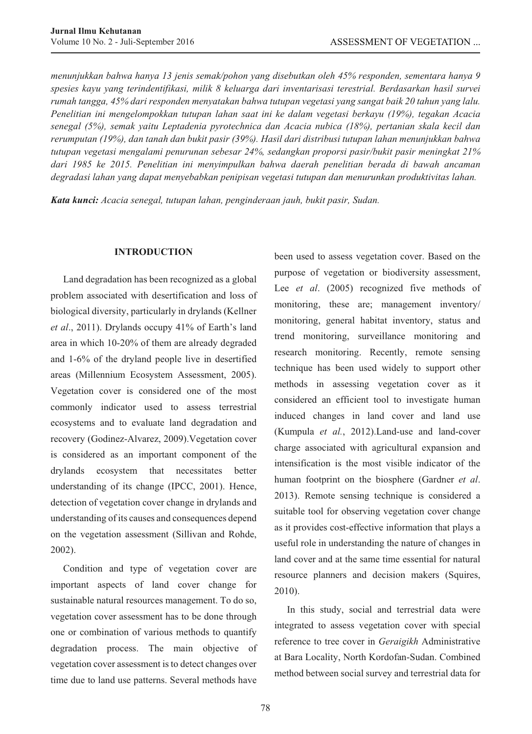*menunjukkan bahwa hanya 13 jenis semak/pohon yang disebutkan oleh 45% responden, sementara hanya 9 spesies kayu yang terindentifikasi, milik 8 keluarga dari inventarisasi terestrial. Berdasarkan hasil survei rumah tangga, 45% dari responden menyatakan bahwa tutupan vegetasi yang sangat baik 20 tahun yang lalu. Penelitian ini mengelompokkan tutupan lahan saat ini ke dalam vegetasi berkayu (19%), tegakan Acacia senegal (5%), semak yaitu Leptadenia pyrotechnica dan Acacia nubica (18%), pertanian skala kecil dan rerumputan (19%), dan tanah dan bukit pasir (39%). Hasil dari distribusi tutupan lahan menunjukkan bahwa tutupan vegetasi mengalami penurunan sebesar 24%, sedangkan proporsi pasir/bukit pasir meningkat 21% dari 1985 ke 2015. Penelitian ini menyimpulkan bahwa daerah penelitian berada di bawah ancaman degradasi lahan yang dapat menyebabkan penipisan vegetasi tutupan dan menurunkan produktivitas lahan.*

***Kata kunci:*** *Acacia senegal, tutupan lahan, penginderaan jauh, bukit pasir, Sudan.*

## INTRODUCTION

Land degradation has been recognized as a global problem associated with desertification and loss of biological diversity, particularly in drylands (Kellner *et al*., 2011). Drylands occupy 41% of Earth's land area in which 10-20% of them are already degraded and 1-6% of the dryland people live in desertified areas (Millennium Ecosystem Assessment, 2005). Vegetation cover is considered one of the most commonly indicator used to assess terrestrial ecosystems and to evaluate land degradation and recovery (Godinez-Alvarez, 2009).Vegetation cover is considered as an important component of the drylands ecosystem that necessitates better understanding of its change (IPCC, 2001). Hence, detection of vegetation cover change in drylands and understanding of its causes and consequences depend on the vegetation assessment (Sillivan and Rohde, 2002).

Condition and type of vegetation cover are important aspects of land cover change for sustainable natural resources management. To do so, vegetation cover assessment has to be done through one or combination of various methods to quantify degradation process. The main objective of vegetation cover assessment is to detect changes over time due to land use patterns. Several methods have been used to assess vegetation cover. Based on the purpose of vegetation or biodiversity assessment, Lee *et al*. (2005) recognized five methods of monitoring, these are; management inventory/ monitoring, general habitat inventory, status and trend monitoring, surveillance monitoring and research monitoring. Recently, remote sensing technique has been used widely to support other methods in assessing vegetation cover as it considered an efficient tool to investigate human induced changes in land cover and land use (Kumpula *et al.*, 2012).Land-use and land-cover charge associated with agricultural expansion and intensification is the most visible indicator of the human footprint on the biosphere (Gardner *et al*. 2013). Remote sensing technique is considered a suitable tool for observing vegetation cover change as it provides cost-effective information that plays a useful role in understanding the nature of changes in land cover and at the same time essential for natural resource planners and decision makers (Squires, 2010).

In this study, social and terrestrial data were integrated to assess vegetation cover with special reference to tree cover in *Geraigikh* Administrative at Bara Locality, North Kordofan-Sudan. Combined method between social survey and terrestrial data for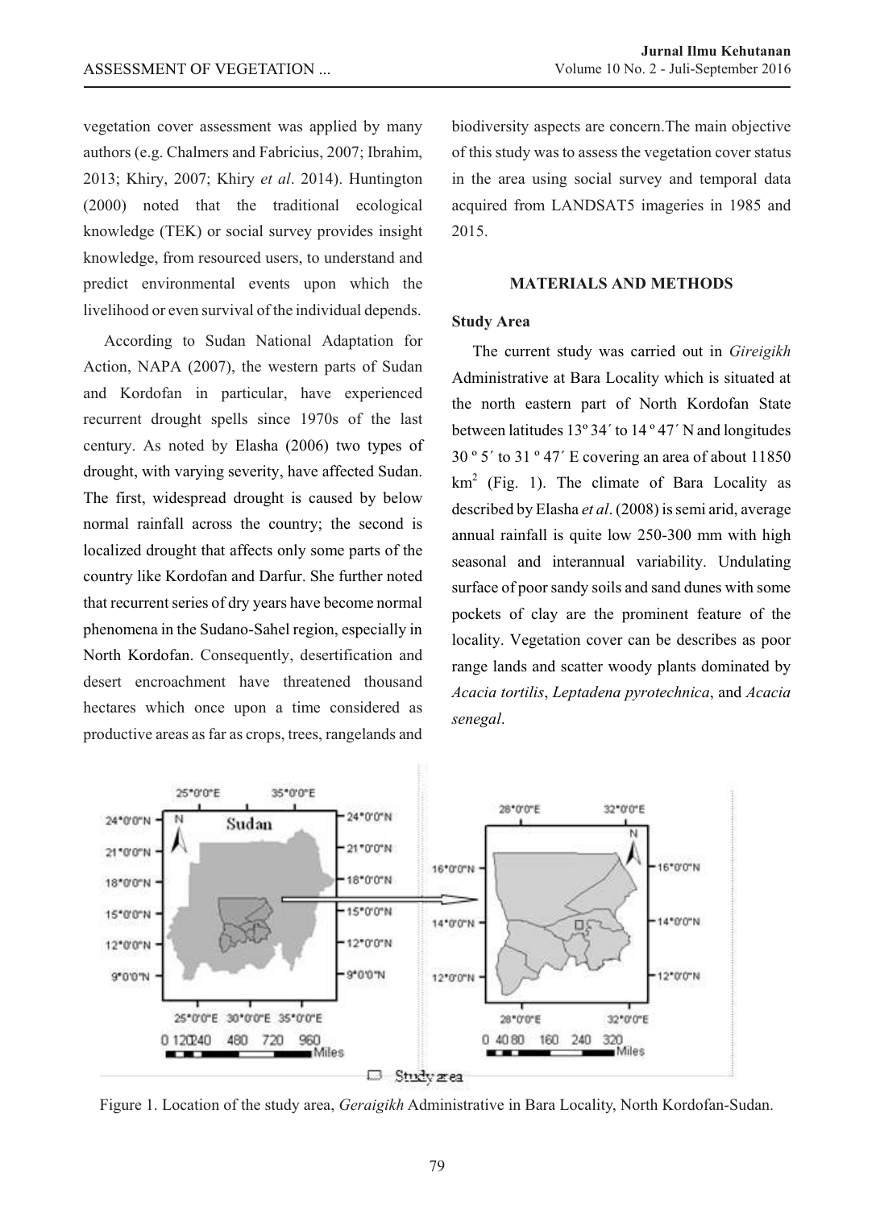vegetation cover assessment was applied by many authors (e.g. Chalmers and Fabricius, 2007; Ibrahim, 2013; Khiry, 2007; Khiry *et al*. 2014). Huntington (2000) noted that the traditional ecological knowledge (TEK) or social survey provides insight knowledge, from resourced users, to understand and predict environmental events upon which the livelihood or even survival of the individual depends.

According to Sudan National Adaptation for Action, NAPA (2007), the western parts of Sudan and Kordofan in particular, have experienced recurrent drought spells since 1970s of the last century. As noted by Elasha (2006) two types of drought, with varying severity, have affected Sudan. The first, widespread drought is caused by below normal rainfall across the country; the second is localized drought that affects only some parts of the country like Kordofan and Darfur. She further noted that recurrent series of dry years have become normal phenomena in the Sudano-Sahel region, especially in North Kordofan. Consequently, desertification and desert encroachment have threatened thousand hectares which once upon a time considered as productive areas as far as crops, trees, rangelands and biodiversity aspects are concern.The main objective of this study was to assess the vegetation cover status in the area using social survey and temporal data acquired from LANDSAT5 imageries in 1985 and 2015.

## MATERIALS AND METHODS

### Study Area

The current study was carried out in *Gireigikh* Administrative at Bara Locality which is situated at the north eastern part of North Kordofan State between latitudes 13º 34´ to 14 º 47´ N and longitudes 30 º 5´ to 31 º 47´ E covering an area of about 11850 km$^2$ (Fig. 1). The climate of Bara Locality as described by Elasha *et al*. (2008) is semi arid, average annual rainfall is quite low 250-300 mm with high seasonal and interannual variability. Undulating surface of poor sandy soils and sand dunes with some pockets of clay are the prominent feature of the locality. Vegetation cover can be describes as poor range lands and scatter woody plants dominated by *Acacia tortilis*, *Leptadena pyrotechnica*, and *Acacia senegal*.

Figure 1. Location of the study area, *Geraigikh* Administrative in Bara Locality, North Kordofan-Sudan.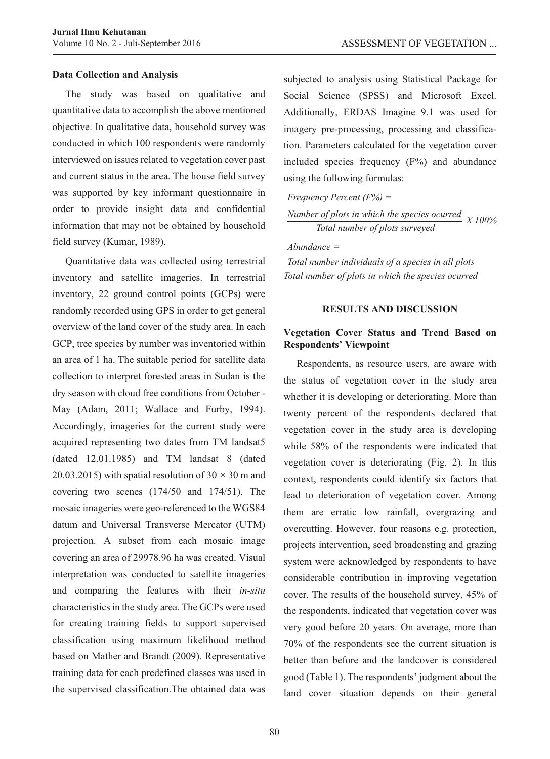### Data Collection and Analysis

The study was based on qualitative and quantitative data to accomplish the above mentioned objective. In qualitative data, household survey was conducted in which 100 respondents were randomly interviewed on issues related to vegetation cover past and current status in the area. The house field survey was supported by key informant questionnaire in order to provide insight data and confidential information that may not be obtained by household field survey (Kumar, 1989).

Quantitative data was collected using terrestrial inventory and satellite imageries. In terrestrial inventory, 22 ground control points (GCPs) were randomly recorded using GPS in order to get general overview of the land cover of the study area. In each GCP, tree species by number was inventoried within an area of 1 ha. The suitable period for satellite data collection to interpret forested areas in Sudan is the dry season with cloud free conditions from October - May (Adam, 2011; Wallace and Furby, 1994). Accordingly, imageries for the current study were acquired representing two dates from TM landsat5 (dated 12.01.1985) and TM landsat 8 (dated 20.03.2015) with spatial resolution of 30 × 30 m and covering two scenes (174/50 and 174/51). The mosaic imageries were geo-referenced to the WGS84 datum and Universal Transverse Mercator (UTM) projection. A subset from each mosaic image covering an area of 29978.96 ha was created. Visual interpretation was conducted to satellite imageries and comparing the features with their *in-situ* characteristics in the study area. The GCPs were used for creating training fields to support supervised classification using maximum likelihood method based on Mather and Brandt (2009). Representative training data for each predefined classes was used in the supervised classification.The obtained data was subjected to analysis using Statistical Package for Social Science (SPSS) and Microsoft Excel. Additionally, ERDAS Imagine 9.1 was used for imagery pre-processing, processing and classification. Parameters calculated for the vegetation cover included species frequency (F%) and abundance using the following formulas:

$$\text{Frequency Percent (F\%)} = \frac{\text{Number of plots in which the species ocurred}}{\text{Total number of plots surveyed}} \times 100\%$$

$$\text{Abundance} = \frac{\text{Total number individuals of a species in all plots}}{\text{Total number of plots in which the species ocurred}}$$

## RESULTS AND DISCUSSION

### Vegetation Cover Status and Trend Based on Respondents' Viewpoint

Respondents, as resource users, are aware with the status of vegetation cover in the study area whether it is developing or deteriorating. More than twenty percent of the respondents declared that vegetation cover in the study area is developing while 58% of the respondents were indicated that vegetation cover is deteriorating (Fig. 2). In this context, respondents could identify six factors that lead to deterioration of vegetation cover. Among them are erratic low rainfall, overgrazing and overcutting. However, four reasons e.g. protection, projects intervention, seed broadcasting and grazing system were acknowledged by respondents to have considerable contribution in improving vegetation cover. The results of the household survey, 45% of the respondents, indicated that vegetation cover was very good before 20 years. On average, more than 70% of the respondents see the current situation is better than before and the landcover is considered good (Table 1). The respondents' judgment about the land cover situation depends on their general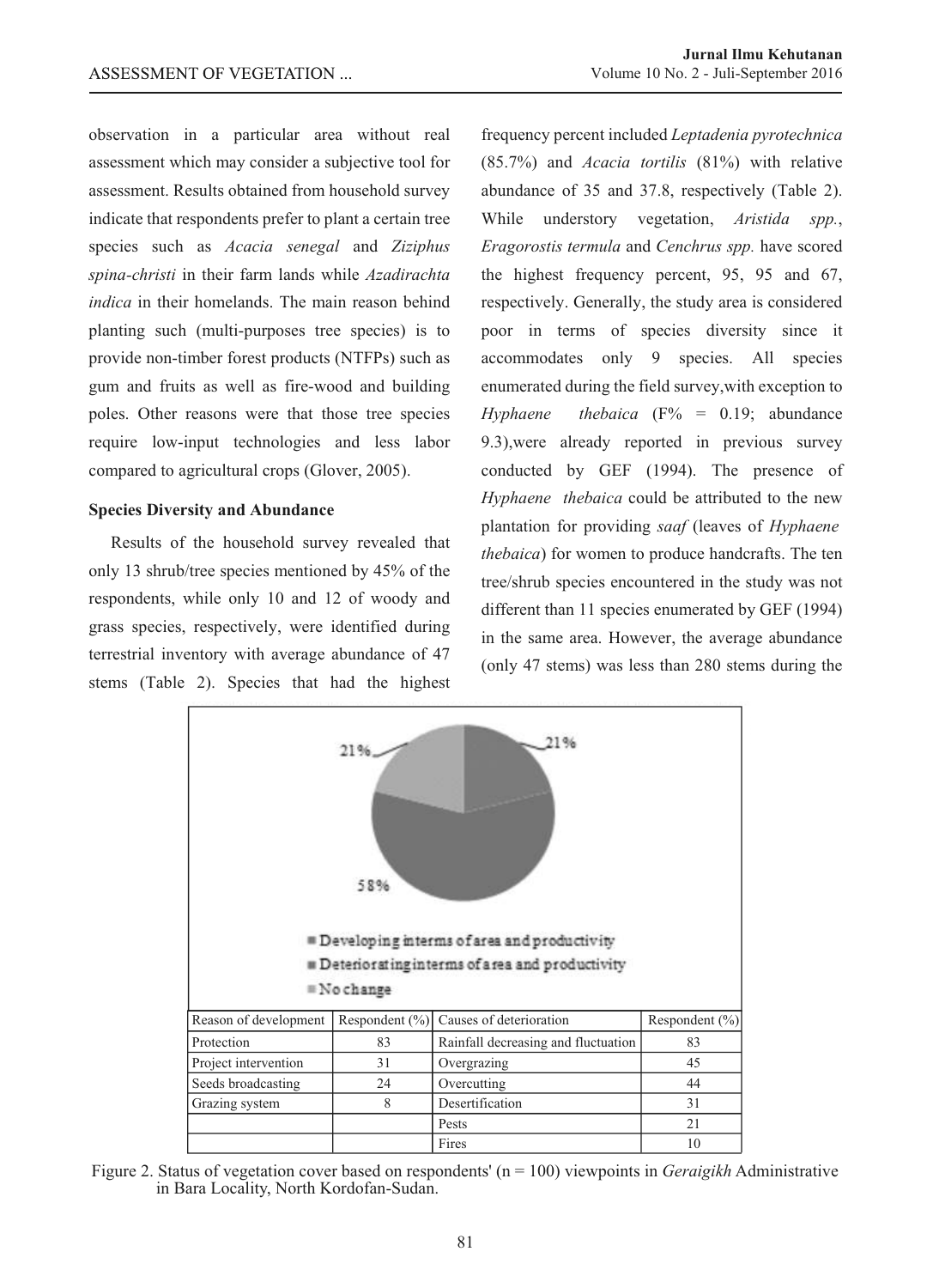observation in a particular area without real assessment which may consider a subjective tool for assessment. Results obtained from household survey indicate that respondents prefer to plant a certain tree species such as *Acacia senegal* and *Ziziphus spina-christi* in their farm lands while *Azadirachta indica* in their homelands. The main reason behind planting such (multi-purposes tree species) is to provide non-timber forest products (NTFPs) such as gum and fruits as well as fire-wood and building poles. Other reasons were that those tree species require low-input technologies and less labor compared to agricultural crops (Glover, 2005).

### Species Diversity and Abundance

Results of the household survey revealed that only 13 shrub/tree species mentioned by 45% of the respondents, while only 10 and 12 of woody and grass species, respectively, were identified during terrestrial inventory with average abundance of 47 stems (Table 2). Species that had the highest frequency percent included *Leptadenia pyrotechnica* (85.7%) and *Acacia tortilis* (81%) with relative abundance of 35 and 37.8, respectively (Table 2). While understory vegetation, *Aristida spp.*, *Eragorostis termula* and *Cenchrus spp.* have scored the highest frequency percent, 95, 95 and 67, respectively. Generally, the study area is considered poor in terms of species diversity since it accommodates only 9 species. All species enumerated during the field survey,with exception to *Hyphaene thebaica* (F% = 0.19; abundance 9.3),were already reported in previous survey conducted by GEF (1994). The presence of *Hyphaene thebaica* could be attributed to the new plantation for providing *saaf* (leaves of *Hyphaene thebaica*) for women to produce handcrafts. The ten tree/shrub species encountered in the study was not different than 11 species enumerated by GEF (1994) in the same area. However, the average abundance (only 47 stems) was less than 280 stems during the

21%, 21%, 58%

- Developing in terms of area and productivity
- Deteriorating in terms of area and productivity
- No change

| Reason of development | Respondent (%) | Causes of deterioration | Respondent (%) |
|---|---|---|---|
| Protection | 83 | Rainfall decreasing and fluctuation | 83 |
| Project intervention | 31 | Overgrazing | 45 |
| Seeds broadcasting | 24 | Overcutting | 44 |
| Grazing system | 8 | Desertification | 31 |
| | | Pests | 21 |
| | | Fires | 10 |

Figure 2. Status of vegetation cover based on respondents' (n = 100) viewpoints in *Geraigikh* Administrative in Bara Locality, North Kordofan-Sudan.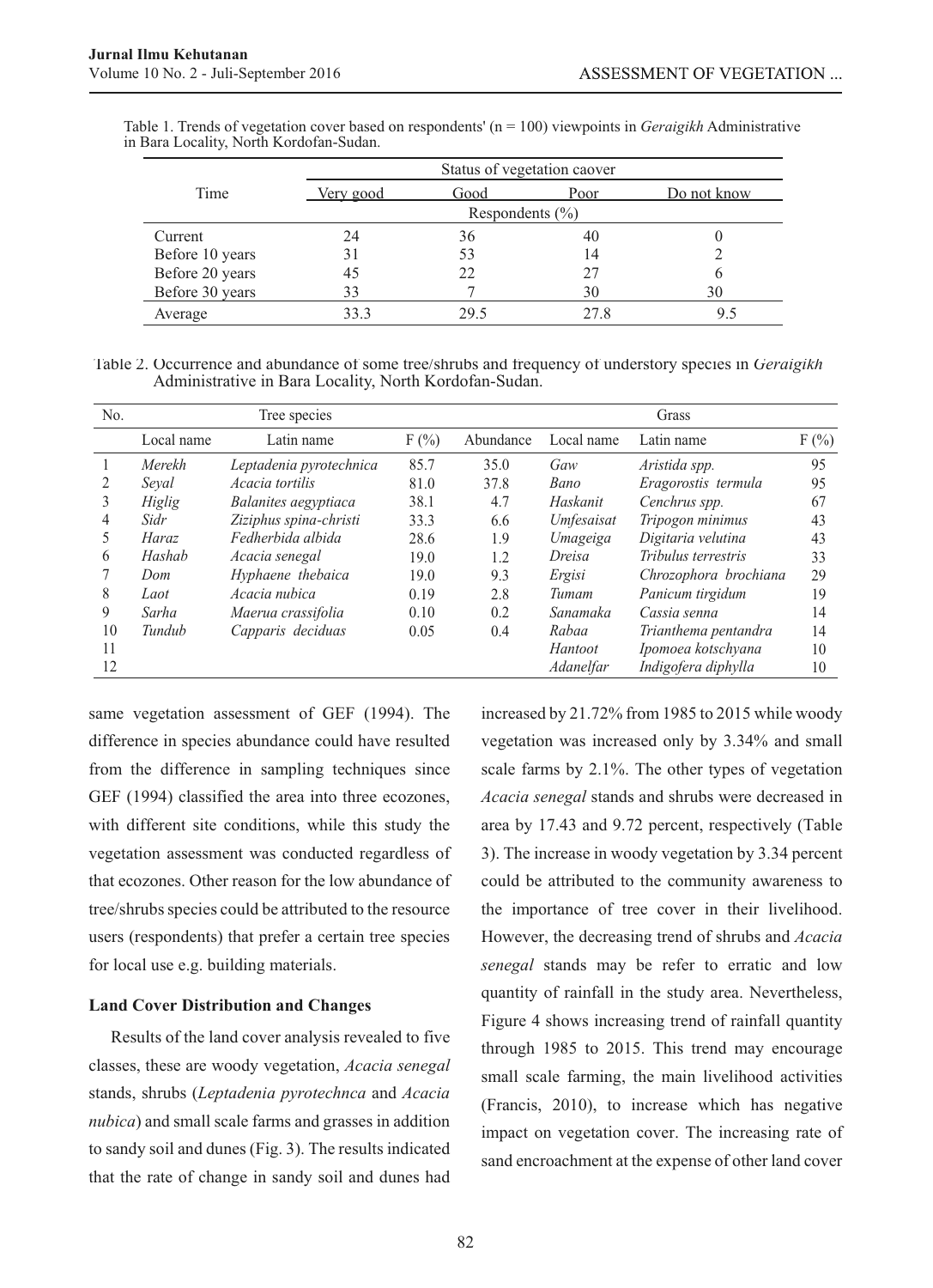Table 1. Trends of vegetation cover based on respondents' (n = 100) viewpoints in *Geraigikh* Administrative in Bara Locality, North Kordofan-Sudan.

| Time | Status of vegetation caover | | | |
|---|---|---|---|---|
| | Very good | Good | Poor | Do not know |
| | Respondents (%) | | | |
| Current | 24 | 36 | 40 | 0 |
| Before 10 years | 31 | 53 | 14 | 2 |
| Before 20 years | 45 | 22 | 27 | 6 |
| Before 30 years | 33 | 7 | 30 | 30 |
| Average | 33.3 | 29.5 | 27.8 | 9.5 |

Table 2. Occurrence and abundance of some tree/shrubs and frequency of understory species in *Geraigikh* Administrative in Bara Locality, North Kordofan-Sudan.

| No. | Tree species | | | | Grass | | |
|---|---|---|---|---|---|---|---|
| | Local name | Latin name | F (%) | Abundance | Local name | Latin name | F (%) |
| 1 | *Merekh* | *Leptadenia pyrotechnica* | 85.7 | 35.0 | *Gaw* | *Aristida spp.* | 95 |
| 2 | *Seyal* | *Acacia tortilis* | 81.0 | 37.8 | *Bano* | *Eragorostis termula* | 95 |
| 3 | *Higlig* | *Balanites aegyptiaca* | 38.1 | 4.7 | *Haskanit* | *Cenchrus spp.* | 67 |
| 4 | *Sidr* | *Ziziphus spina-christi* | 33.3 | 6.6 | *Umfesaisat* | *Tripogon minimus* | 43 |
| 5 | *Haraz* | *Fedherbida albida* | 28.6 | 1.9 | *Umageiga* | *Digitaria velutina* | 43 |
| 6 | *Hashab* | *Acacia senegal* | 19.0 | 1.2 | *Dreisa* | *Tribulus terrestris* | 33 |
| 7 | *Dom* | *Hyphaene thebaica* | 19.0 | 9.3 | *Ergisi* | *Chrozophora brochiana* | 29 |
| 8 | *Laot* | *Acacia nubica* | 0.19 | 2.8 | *Tumam* | *Panicum tirgidum* | 19 |
| 9 | *Sarha* | *Maerua crassifolia* | 0.10 | 0.2 | *Sanamaka* | *Cassia senna* | 14 |
| 10 | *Tundub* | *Capparis deciduas* | 0.05 | 0.4 | *Rabaa* | *Trianthema pentandra* | 14 |
| 11 | | | | | *Hantoot* | *Ipomoea kotschyana* | 10 |
| 12 | | | | | *Adanelfar* | *Indigofera diphylla* | 10 |

same vegetation assessment of GEF (1994). The difference in species abundance could have resulted from the difference in sampling techniques since GEF (1994) classified the area into three ecozones, with different site conditions, while this study the vegetation assessment was conducted regardless of that ecozones. Other reason for the low abundance of tree/shrubs species could be attributed to the resource users (respondents) that prefer a certain tree species for local use e.g. building materials.

**Land Cover Distribution and Changes**

Results of the land cover analysis revealed to five classes, these are woody vegetation, *Acacia senegal* stands, shrubs (*Leptadenia pyrotechnca* and *Acacia nubica*) and small scale farms and grasses in addition to sandy soil and dunes (Fig. 3). The results indicated that the rate of change in sandy soil and dunes had increased by 21.72% from 1985 to 2015 while woody vegetation was increased only by 3.34% and small scale farms by 2.1%. The other types of vegetation *Acacia senegal* stands and shrubs were decreased in area by 17.43 and 9.72 percent, respectively (Table 3). The increase in woody vegetation by 3.34 percent could be attributed to the community awareness to the importance of tree cover in their livelihood. However, the decreasing trend of shrubs and *Acacia senegal* stands may be refer to erratic and low quantity of rainfall in the study area. Nevertheless, Figure 4 shows increasing trend of rainfall quantity through 1985 to 2015. This trend may encourage small scale farming, the main livelihood activities (Francis, 2010), to increase which has negative impact on vegetation cover. The increasing rate of sand encroachment at the expense of other land cover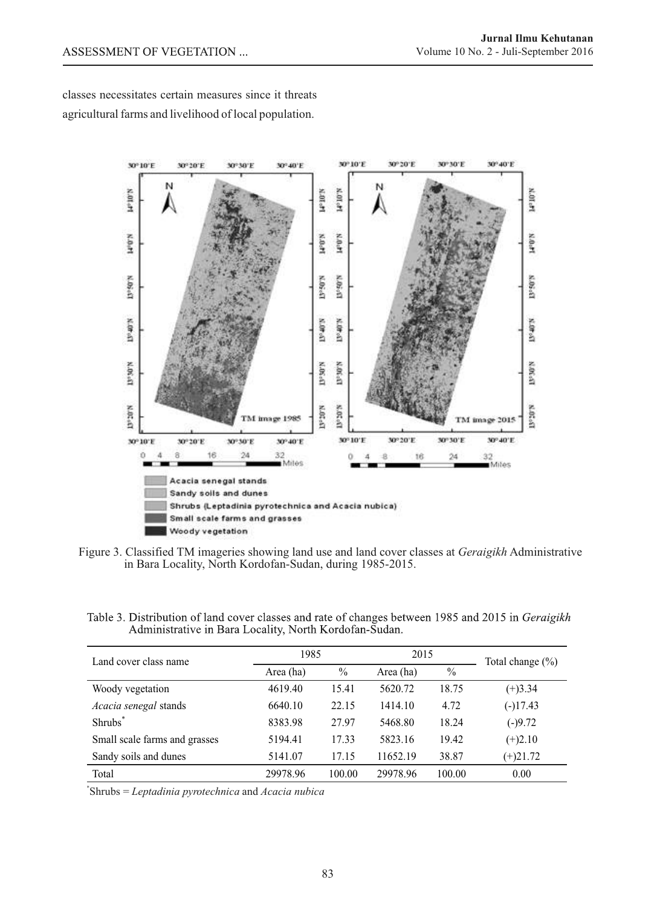classes necessitates certain measures since it threats agricultural farms and livelihood of local population.

Figure 3. Classified TM imageries showing land use and land cover classes at *Geraigikh* Administrative in Bara Locality, North Kordofan-Sudan, during 1985-2015.

Table 3. Distribution of land cover classes and rate of changes between 1985 and 2015 in *Geraigikh* Administrative in Bara Locality, North Kordofan-Sudan.

| Land cover class name | 1985 | | 2015 | | Total change (%) |
|---|---|---|---|---|---|
| | Area (ha) | % | Area (ha) | % | |
| Woody vegetation | 4619.40 | 15.41 | 5620.72 | 18.75 | (+)3.34 |
| *Acacia senegal* stands | 6640.10 | 22.15 | 1414.10 | 4.72 | (-)17.43 |
| Shrubs[*] | 8383.98 | 27.97 | 5468.80 | 18.24 | (-)9.72 |
| Small scale farms and grasses | 5194.41 | 17.33 | 5823.16 | 19.42 | (+)2.10 |
| Sandy soils and dunes | 5141.07 | 17.15 | 11652.19 | 38.87 | (+)21.72 |
| Total | 29978.96 | 100.00 | 29978.96 | 100.00 | 0.00 |

[*]Shrubs = *Leptadinia pyrotechnica* and *Acacia nubica*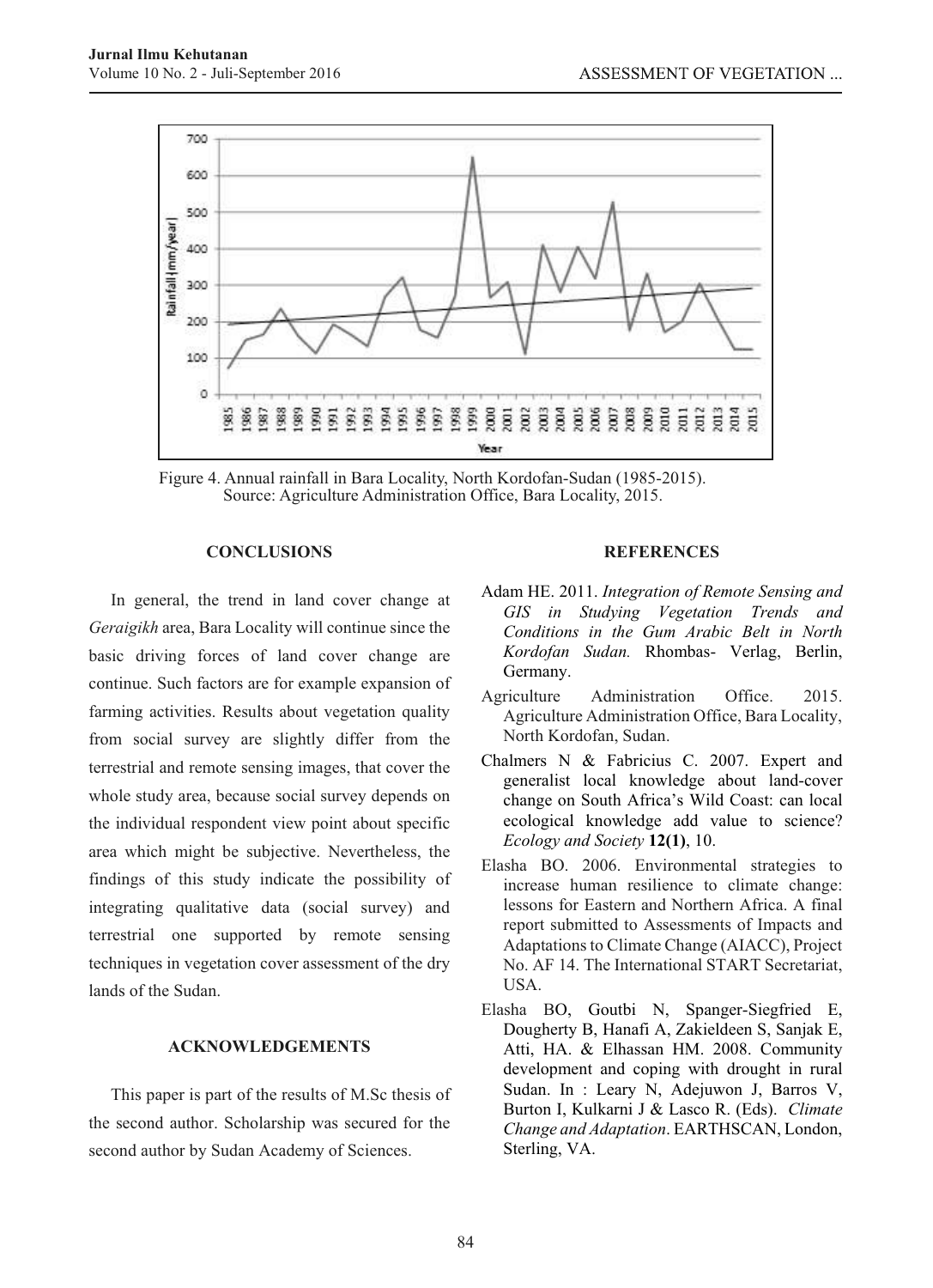Figure 4. Annual rainfall in Bara Locality, North Kordofan-Sudan (1985-2015). Source: Agriculture Administration Office, Bara Locality, 2015.

## CONCLUSIONS

In general, the trend in land cover change at *Geraigikh* area, Bara Locality will continue since the basic driving forces of land cover change are continue. Such factors are for example expansion of farming activities. Results about vegetation quality from social survey are slightly differ from the terrestrial and remote sensing images, that cover the whole study area, because social survey depends on the individual respondent view point about specific area which might be subjective. Nevertheless, the findings of this study indicate the possibility of integrating qualitative data (social survey) and terrestrial one supported by remote sensing techniques in vegetation cover assessment of the dry lands of the Sudan.

## ACKNOWLEDGEMENTS

This paper is part of the results of M.Sc thesis of the second author. Scholarship was secured for the second author by Sudan Academy of Sciences.

## REFERENCES

Adam HE. 2011. *Integration of Remote Sensing and GIS in Studying Vegetation Trends and Conditions in the Gum Arabic Belt in North Kordofan Sudan.* Rhombas- Verlag, Berlin, Germany.

Agriculture Administration Office. 2015. Agriculture Administration Office, Bara Locality, North Kordofan, Sudan.

Chalmers N & Fabricius C. 2007. Expert and generalist local knowledge about land-cover change on South Africa's Wild Coast: can local ecological knowledge add value to science? *Ecology and Society* **12(1)**, 10.

Elasha BO. 2006. Environmental strategies to increase human resilience to climate change: lessons for Eastern and Northern Africa. A final report submitted to Assessments of Impacts and Adaptations to Climate Change (AIACC), Project No. AF 14. The International START Secretariat, USA.

Elasha BO, Goutbi N, Spanger-Siegfried E, Dougherty B, Hanafi A, Zakieldeen S, Sanjak E, Atti, HA. & Elhassan HM. 2008. Community development and coping with drought in rural Sudan. In : Leary N, Adejuwon J, Barros V, Burton I, Kulkarni J & Lasco R. (Eds). *Climate Change and Adaptation*. EARTHSCAN, London, Sterling, VA.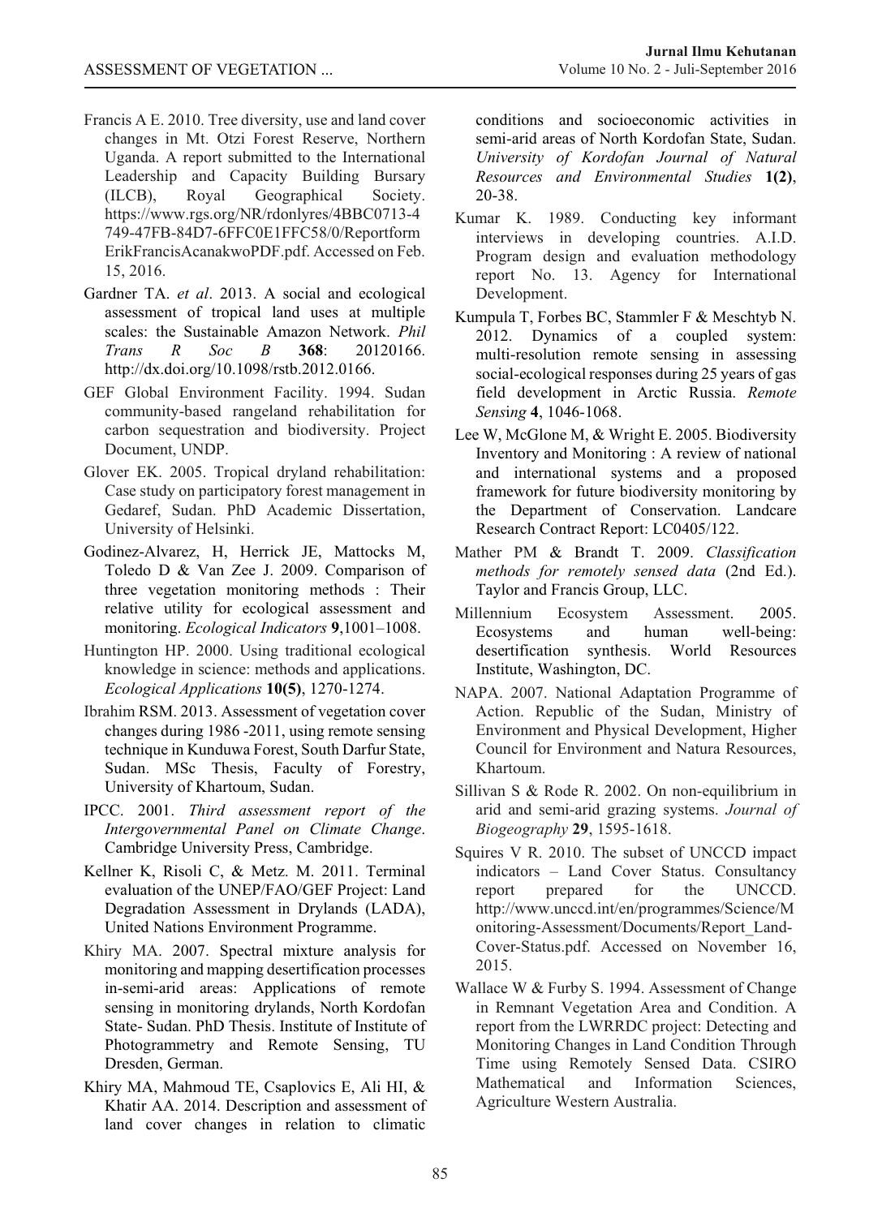Francis A E. 2010. Tree diversity, use and land cover changes in Mt. Otzi Forest Reserve, Northern Uganda. A report submitted to the International Leadership and Capacity Building Bursary (ILCB), Royal Geographical Society. https://www.rgs.org/NR/rdonlyres/4BBC0713-4749-47FB-84D7-6FFC0E1FFC58/0/ReportformErikFrancisAcanakwoPDF.pdf. Accessed on Feb. 15, 2016.

Gardner TA. *et al*. 2013. A social and ecological assessment of tropical land uses at multiple scales: the Sustainable Amazon Network. *Phil Trans R Soc B* **368**: 20120166. http://dx.doi.org/10.1098/rstb.2012.0166.

GEF Global Environment Facility. 1994. Sudan community-based rangeland rehabilitation for carbon sequestration and biodiversity. Project Document, UNDP.

Glover EK. 2005. Tropical dryland rehabilitation: Case study on participatory forest management in Gedaref, Sudan. PhD Academic Dissertation, University of Helsinki.

Godinez-Alvarez, H, Herrick JE, Mattocks M, Toledo D & Van Zee J. 2009. Comparison of three vegetation monitoring methods : Their relative utility for ecological assessment and monitoring. *Ecological Indicators* **9**,1001–1008.

Huntington HP. 2000. Using traditional ecological knowledge in science: methods and applications. *Ecological Applications* **10(5)**, 1270-1274.

Ibrahim RSM. 2013. Assessment of vegetation cover changes during 1986 -2011, using remote sensing technique in Kunduwa Forest, South Darfur State, Sudan. MSc Thesis, Faculty of Forestry, University of Khartoum, Sudan.

IPCC. 2001. *Third assessment report of the Intergovernmental Panel on Climate Change*. Cambridge University Press, Cambridge.

Kellner K, Risoli C, & Metz. M. 2011. Terminal evaluation of the UNEP/FAO/GEF Project: Land Degradation Assessment in Drylands (LADA), United Nations Environment Programme.

Khiry MA. 2007. Spectral mixture analysis for monitoring and mapping desertification processes in-semi-arid areas: Applications of remote sensing in monitoring drylands, North Kordofan State- Sudan. PhD Thesis. Institute of Institute of Photogrammetry and Remote Sensing, TU Dresden, German.

Khiry MA, Mahmoud TE, Csaplovics E, Ali HI, & Khatir AA. 2014. Description and assessment of land cover changes in relation to climatic conditions and socioeconomic activities in semi-arid areas of North Kordofan State, Sudan. *University of Kordofan Journal of Natural Resources and Environmental Studies* **1(2)**, 20-38.

Kumar K. 1989. Conducting key informant interviews in developing countries. A.I.D. Program design and evaluation methodology report No. 13. Agency for International Development.

Kumpula T, Forbes BC, Stammler F & Meschtyb N. 2012. Dynamics of a coupled system: multi-resolution remote sensing in assessing social-ecological responses during 25 years of gas field development in Arctic Russia. *Remote Sensing* **4**, 1046-1068.

Lee W, McGlone M, & Wright E. 2005. Biodiversity Inventory and Monitoring : A review of national and international systems and a proposed framework for future biodiversity monitoring by the Department of Conservation. Landcare Research Contract Report: LC0405/122.

Mather PM & Brandt T. 2009. *Classification methods for remotely sensed data* (2nd Ed.). Taylor and Francis Group, LLC.

Millennium Ecosystem Assessment. 2005. Ecosystems and human well-being: desertification synthesis. World Resources Institute, Washington, DC.

NAPA. 2007. National Adaptation Programme of Action. Republic of the Sudan, Ministry of Environment and Physical Development, Higher Council for Environment and Natura Resources, Khartoum.

Sillivan S & Rode R. 2002. On non-equilibrium in arid and semi-arid grazing systems. *Journal of Biogeography* **29**, 1595-1618.

Squires V R. 2010. The subset of UNCCD impact indicators – Land Cover Status. Consultancy report prepared for the UNCCD. http://www.unccd.int/en/programmes/Science/Monitoring-Assessment/Documents/Report_Land-Cover-Status.pdf. Accessed on November 16, 2015.

Wallace W & Furby S. 1994. Assessment of Change in Remnant Vegetation Area and Condition. A report from the LWRRDC project: Detecting and Monitoring Changes in Land Condition Through Time using Remotely Sensed Data. CSIRO Mathematical and Information Sciences, Agriculture Western Australia.